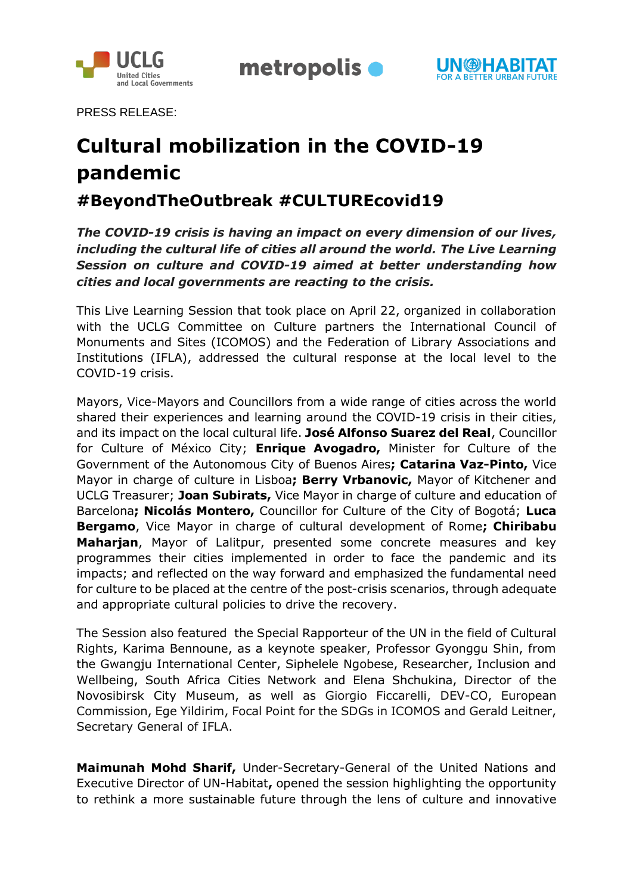PRESS RELEASE:

# Cultural mobilization in the COVID-19 pandemic

## #BeyondTheOutbreak #CULTUREcovid19

***The COVID-19 crisis is having an impact on every dimension of our lives, including the cultural life of cities all around the world. The Live Learning Session on culture and COVID-19 aimed at better understanding how cities and local governments are reacting to the crisis.***

This Live Learning Session that took place on April 22, organized in collaboration with the UCLG Committee on Culture partners the International Council of Monuments and Sites (ICOMOS) and the Federation of Library Associations and Institutions (IFLA), addressed the cultural response at the local level to the COVID-19 crisis.

Mayors, Vice-Mayors and Councillors from a wide range of cities across the world shared their experiences and learning around the COVID-19 crisis in their cities, and its impact on the local cultural life. **José Alfonso Suarez del Real**, Councillor for Culture of México City; **Enrique Avogadro,** Minister for Culture of the Government of the Autonomous City of Buenos Aires**; Catarina Vaz-Pinto,** Vice Mayor in charge of culture in Lisboa**; Berry Vrbanovic,** Mayor of Kitchener and UCLG Treasurer; **Joan Subirats,** Vice Mayor in charge of culture and education of Barcelona**; Nicolás Montero,** Councillor for Culture of the City of Bogotá; **Luca Bergamo**, Vice Mayor in charge of cultural development of Rome**; Chiribabu Maharjan**, Mayor of Lalitpur, presented some concrete measures and key programmes their cities implemented in order to face the pandemic and its impacts; and reflected on the way forward and emphasized the fundamental need for culture to be placed at the centre of the post-crisis scenarios, through adequate and appropriate cultural policies to drive the recovery.

The Session also featured the Special Rapporteur of the UN in the field of Cultural Rights, Karima Bennoune, as a keynote speaker, Professor Gyonggu Shin, from the Gwangju International Center, Siphelele Ngobese, Researcher, Inclusion and Wellbeing, South Africa Cities Network and Elena Shchukina, Director of the Novosibirsk City Museum, as well as Giorgio Ficcarelli, DEV-CO, European Commission, Ege Yildirim, Focal Point for the SDGs in ICOMOS and Gerald Leitner, Secretary General of IFLA.

**Maimunah Mohd Sharif,** Under-Secretary-General of the United Nations and Executive Director of UN-Habitat**,** opened the session highlighting the opportunity to rethink a more sustainable future through the lens of culture and innovative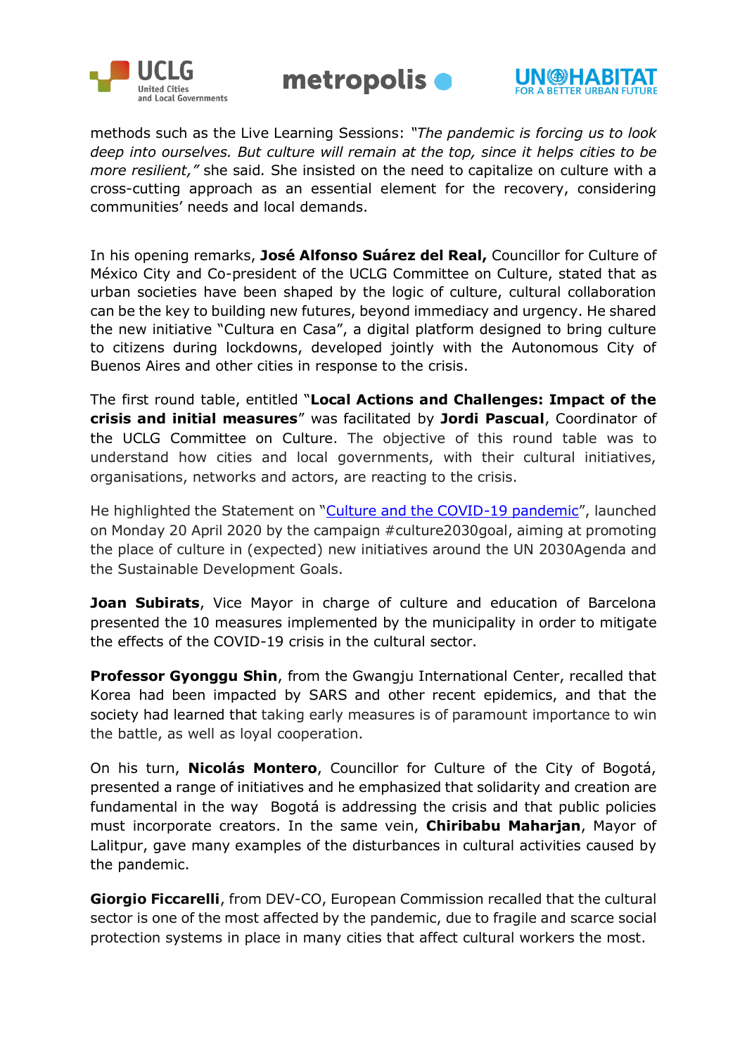methods such as the Live Learning Sessions: *"The pandemic is forcing us to look deep into ourselves. But culture will remain at the top, since it helps cities to be more resilient,"* she said. She insisted on the need to capitalize on culture with a cross-cutting approach as an essential element for the recovery, considering communities' needs and local demands.

In his opening remarks, **José Alfonso Suárez del Real,** Councillor for Culture of México City and Co-president of the UCLG Committee on Culture, stated that as urban societies have been shaped by the logic of culture, cultural collaboration can be the key to building new futures, beyond immediacy and urgency. He shared the new initiative "Cultura en Casa", a digital platform designed to bring culture to citizens during lockdowns, developed jointly with the Autonomous City of Buenos Aires and other cities in response to the crisis.

The first round table, entitled "**Local Actions and Challenges: Impact of the crisis and initial measures**" was facilitated by **Jordi Pascual**, Coordinator of the UCLG Committee on Culture. The objective of this round table was to understand how cities and local governments, with their cultural initiatives, organisations, networks and actors, are reacting to the crisis.

He highlighted the Statement on "Culture and the COVID-19 pandemic", launched on Monday 20 April 2020 by the campaign #culture2030goal, aiming at promoting the place of culture in (expected) new initiatives around the UN 2030Agenda and the Sustainable Development Goals.

**Joan Subirats**, Vice Mayor in charge of culture and education of Barcelona presented the 10 measures implemented by the municipality in order to mitigate the effects of the COVID-19 crisis in the cultural sector.

**Professor Gyonggu Shin**, from the Gwangju International Center, recalled that Korea had been impacted by SARS and other recent epidemics, and that the society had learned that taking early measures is of paramount importance to win the battle, as well as loyal cooperation.

On his turn, **Nicolás Montero**, Councillor for Culture of the City of Bogotá, presented a range of initiatives and he emphasized that solidarity and creation are fundamental in the way Bogotá is addressing the crisis and that public policies must incorporate creators. In the same vein, **Chiribabu Maharjan**, Mayor of Lalitpur, gave many examples of the disturbances in cultural activities caused by the pandemic.

**Giorgio Ficcarelli**, from DEV-CO, European Commission recalled that the cultural sector is one of the most affected by the pandemic, due to fragile and scarce social protection systems in place in many cities that affect cultural workers the most.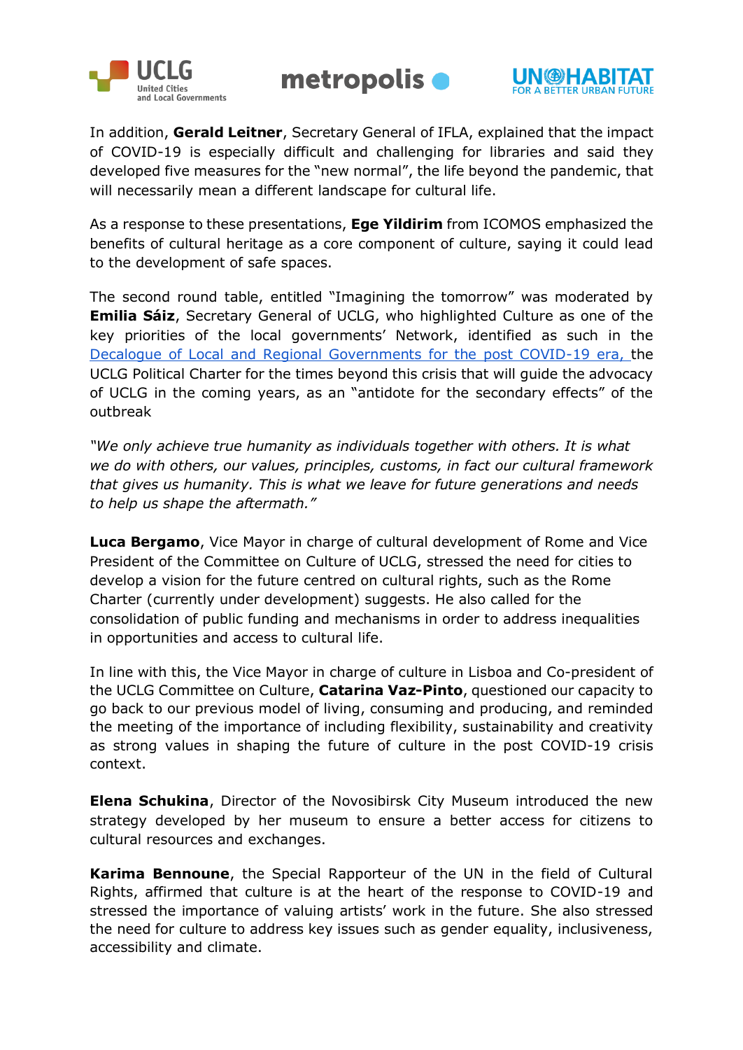In addition, **Gerald Leitner**, Secretary General of IFLA, explained that the impact of COVID-19 is especially difficult and challenging for libraries and said they developed five measures for the "new normal", the life beyond the pandemic, that will necessarily mean a different landscape for cultural life.

As a response to these presentations, **Ege Yildirim** from ICOMOS emphasized the benefits of cultural heritage as a core component of culture, saying it could lead to the development of safe spaces.

The second round table, entitled "Imagining the tomorrow" was moderated by **Emilia Sáiz**, Secretary General of UCLG, who highlighted Culture as one of the key priorities of the local governments' Network, identified as such in the Decalogue of Local and Regional Governments for the post COVID-19 era, the UCLG Political Charter for the times beyond this crisis that will guide the advocacy of UCLG in the coming years, as an "antidote for the secondary effects" of the outbreak

*"We only achieve true humanity as individuals together with others. It is what we do with others, our values, principles, customs, in fact our cultural framework that gives us humanity. This is what we leave for future generations and needs to help us shape the aftermath."*

**Luca Bergamo**, Vice Mayor in charge of cultural development of Rome and Vice President of the Committee on Culture of UCLG, stressed the need for cities to develop a vision for the future centred on cultural rights, such as the Rome Charter (currently under development) suggests. He also called for the consolidation of public funding and mechanisms in order to address inequalities in opportunities and access to cultural life.

In line with this, the Vice Mayor in charge of culture in Lisboa and Co-president of the UCLG Committee on Culture, **Catarina Vaz-Pinto**, questioned our capacity to go back to our previous model of living, consuming and producing, and reminded the meeting of the importance of including flexibility, sustainability and creativity as strong values in shaping the future of culture in the post COVID-19 crisis context.

**Elena Schukina**, Director of the Novosibirsk City Museum introduced the new strategy developed by her museum to ensure a better access for citizens to cultural resources and exchanges.

**Karima Bennoune**, the Special Rapporteur of the UN in the field of Cultural Rights, affirmed that culture is at the heart of the response to COVID-19 and stressed the importance of valuing artists' work in the future. She also stressed the need for culture to address key issues such as gender equality, inclusiveness, accessibility and climate.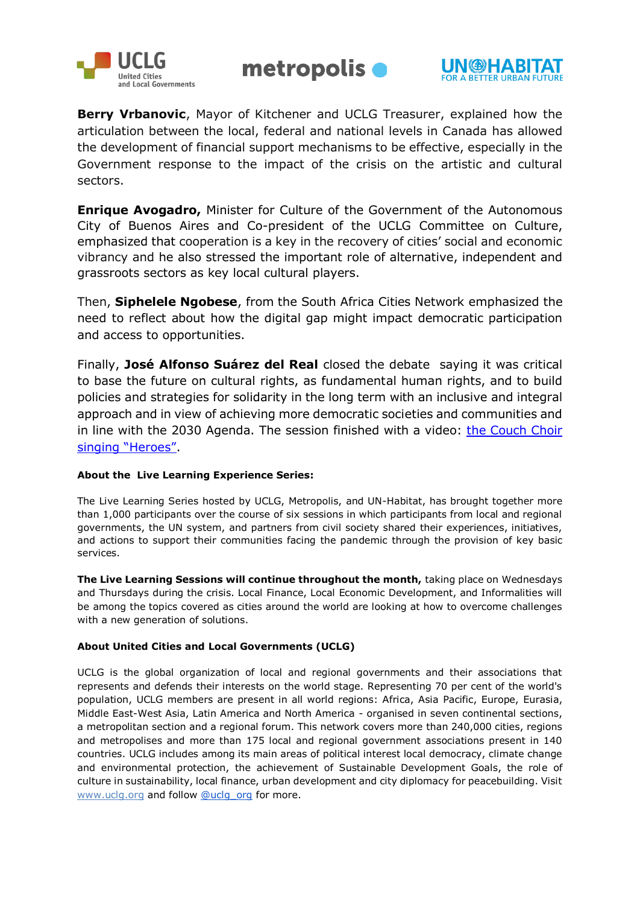**Berry Vrbanovic**, Mayor of Kitchener and UCLG Treasurer, explained how the articulation between the local, federal and national levels in Canada has allowed the development of financial support mechanisms to be effective, especially in the Government response to the impact of the crisis on the artistic and cultural sectors.

**Enrique Avogadro,** Minister for Culture of the Government of the Autonomous City of Buenos Aires and Co-president of the UCLG Committee on Culture, emphasized that cooperation is a key in the recovery of cities' social and economic vibrancy and he also stressed the important role of alternative, independent and grassroots sectors as key local cultural players.

Then, **Siphelele Ngobese**, from the South Africa Cities Network emphasized the need to reflect about how the digital gap might impact democratic participation and access to opportunities.

Finally, **José Alfonso Suárez del Real** closed the debate saying it was critical to base the future on cultural rights, as fundamental human rights, and to build policies and strategies for solidarity in the long term with an inclusive and integral approach and in view of achieving more democratic societies and communities and in line with the 2030 Agenda. The session finished with a video: the Couch Choir singing "Heroes".

**About the Live Learning Experience Series:**

The Live Learning Series hosted by UCLG, Metropolis, and UN-Habitat, has brought together more than 1,000 participants over the course of six sessions in which participants from local and regional governments, the UN system, and partners from civil society shared their experiences, initiatives, and actions to support their communities facing the pandemic through the provision of key basic services.

**The Live Learning Sessions will continue throughout the month,** taking place on Wednesdays and Thursdays during the crisis. Local Finance, Local Economic Development, and Informalities will be among the topics covered as cities around the world are looking at how to overcome challenges with a new generation of solutions.

**About United Cities and Local Governments (UCLG)**

UCLG is the global organization of local and regional governments and their associations that represents and defends their interests on the world stage. Representing 70 per cent of the world's population, UCLG members are present in all world regions: Africa, Asia Pacific, Europe, Eurasia, Middle East-West Asia, Latin America and North America - organised in seven continental sections, a metropolitan section and a regional forum. This network covers more than 240,000 cities, regions and metropolises and more than 175 local and regional government associations present in 140 countries. UCLG includes among its main areas of political interest local democracy, climate change and environmental protection, the achievement of Sustainable Development Goals, the role of culture in sustainability, local finance, urban development and city diplomacy for peacebuilding. Visit www.uclg.org and follow @uclg_org for more.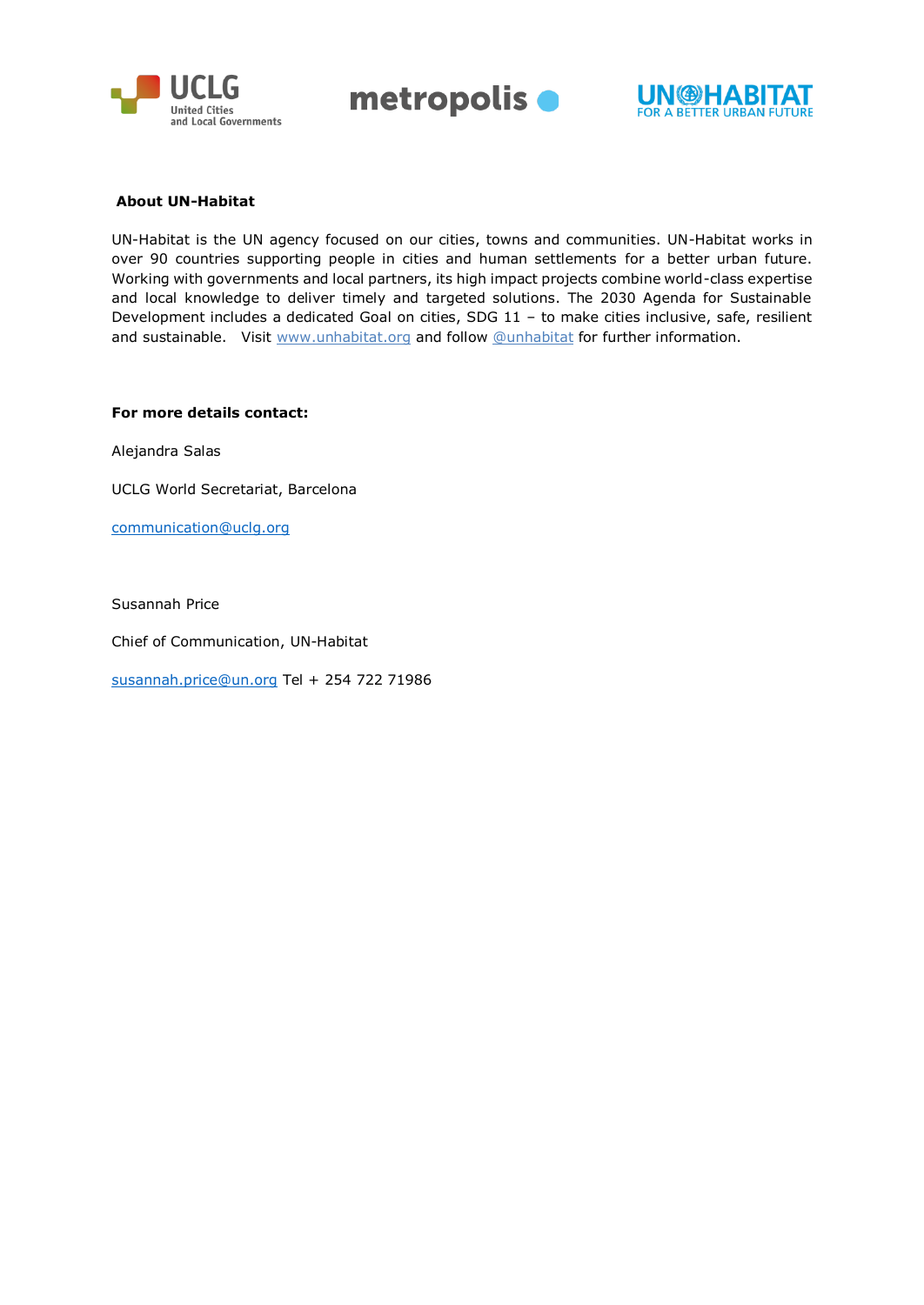**About UN-Habitat**

UN-Habitat is the UN agency focused on our cities, towns and communities. UN-Habitat works in over 90 countries supporting people in cities and human settlements for a better urban future. Working with governments and local partners, its high impact projects combine world-class expertise and local knowledge to deliver timely and targeted solutions. The 2030 Agenda for Sustainable Development includes a dedicated Goal on cities, SDG 11 – to make cities inclusive, safe, resilient and sustainable. Visit www.unhabitat.org and follow @unhabitat for further information.

**For more details contact:**

Alejandra Salas

UCLG World Secretariat, Barcelona

communication@uclg.org

Susannah Price

Chief of Communication, UN-Habitat

susannah.price@un.org Tel + 254 722 71986